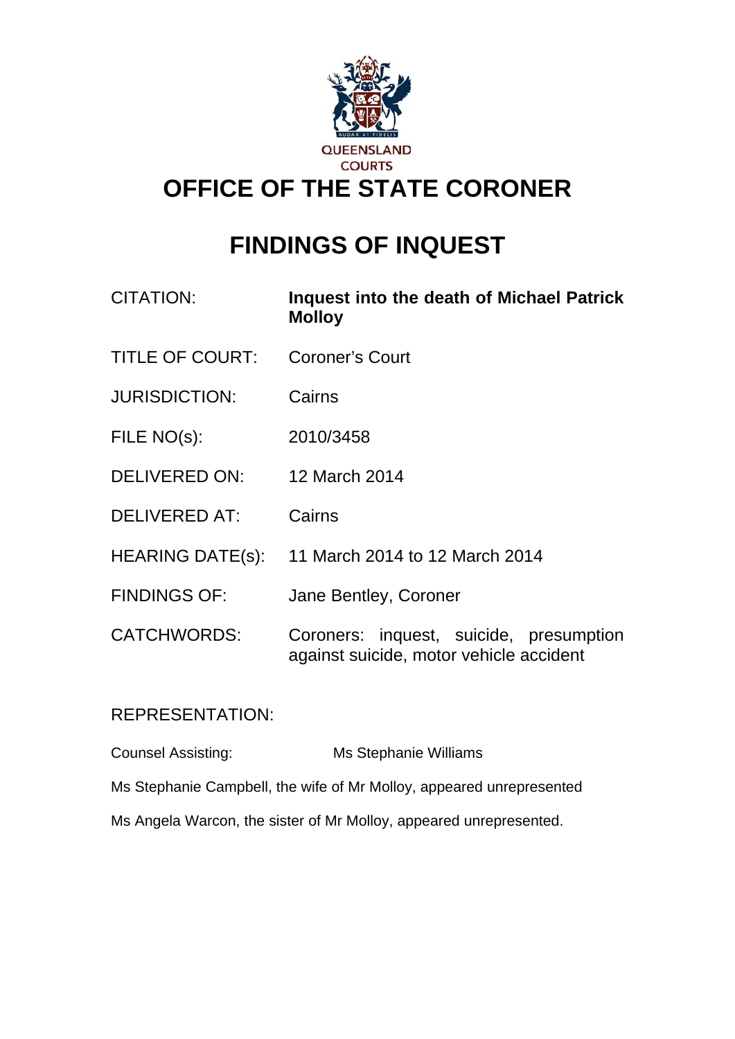QUEENSLAND COURTS

# OFFICE OF THE STATE CORONER

# FINDINGS OF INQUEST

| | |
|---|---|
| CITATION: | **Inquest into the death of Michael Patrick Molloy** |
| TITLE OF COURT: | Coroner's Court |
| JURISDICTION: | Cairns |
| FILE NO(s): | 2010/3458 |
| DELIVERED ON: | 12 March 2014 |
| DELIVERED AT: | Cairns |
| HEARING DATE(s): | 11 March 2014 to 12 March 2014 |
| FINDINGS OF: | Jane Bentley, Coroner |
| CATCHWORDS: | Coroners: inquest, suicide, presumption against suicide, motor vehicle accident |

REPRESENTATION:

Counsel Assisting: Ms Stephanie Williams

Ms Stephanie Campbell, the wife of Mr Molloy, appeared unrepresented

Ms Angela Warcon, the sister of Mr Molloy, appeared unrepresented.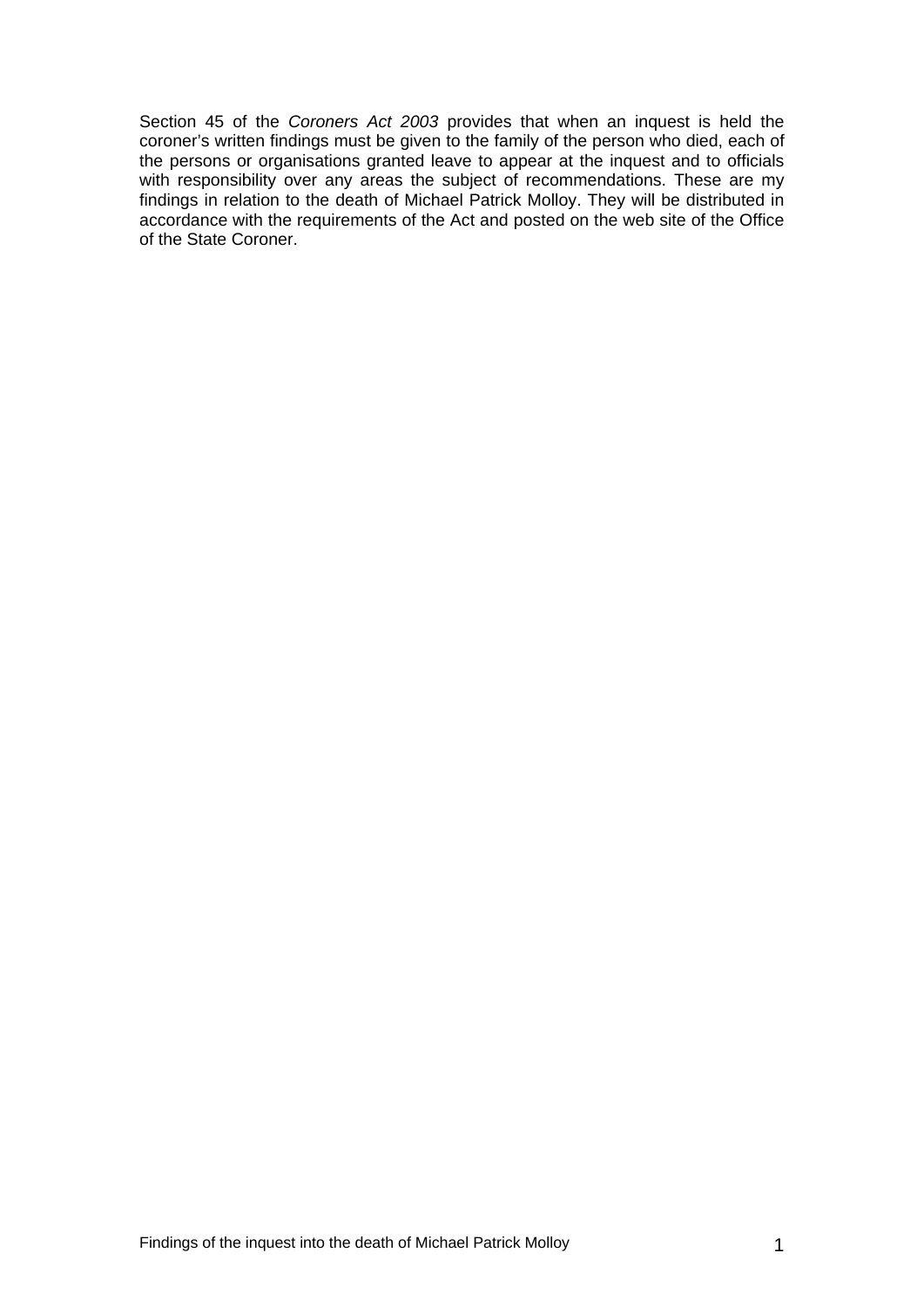Section 45 of the *Coroners Act 2003* provides that when an inquest is held the coroner's written findings must be given to the family of the person who died, each of the persons or organisations granted leave to appear at the inquest and to officials with responsibility over any areas the subject of recommendations. These are my findings in relation to the death of Michael Patrick Molloy. They will be distributed in accordance with the requirements of the Act and posted on the web site of the Office of the State Coroner.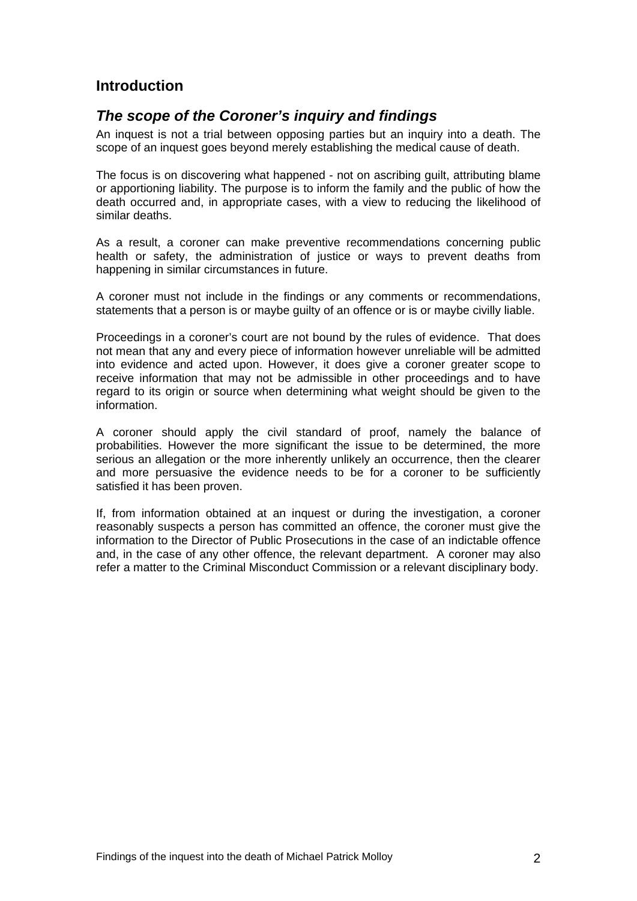## Introduction

### *The scope of the Coroner's inquiry and findings*

An inquest is not a trial between opposing parties but an inquiry into a death. The scope of an inquest goes beyond merely establishing the medical cause of death.

The focus is on discovering what happened - not on ascribing guilt, attributing blame or apportioning liability. The purpose is to inform the family and the public of how the death occurred and, in appropriate cases, with a view to reducing the likelihood of similar deaths.

As a result, a coroner can make preventive recommendations concerning public health or safety, the administration of justice or ways to prevent deaths from happening in similar circumstances in future.

A coroner must not include in the findings or any comments or recommendations, statements that a person is or maybe guilty of an offence or is or maybe civilly liable.

Proceedings in a coroner's court are not bound by the rules of evidence. That does not mean that any and every piece of information however unreliable will be admitted into evidence and acted upon. However, it does give a coroner greater scope to receive information that may not be admissible in other proceedings and to have regard to its origin or source when determining what weight should be given to the information.

A coroner should apply the civil standard of proof, namely the balance of probabilities. However the more significant the issue to be determined, the more serious an allegation or the more inherently unlikely an occurrence, then the clearer and more persuasive the evidence needs to be for a coroner to be sufficiently satisfied it has been proven.

If, from information obtained at an inquest or during the investigation, a coroner reasonably suspects a person has committed an offence, the coroner must give the information to the Director of Public Prosecutions in the case of an indictable offence and, in the case of any other offence, the relevant department. A coroner may also refer a matter to the Criminal Misconduct Commission or a relevant disciplinary body.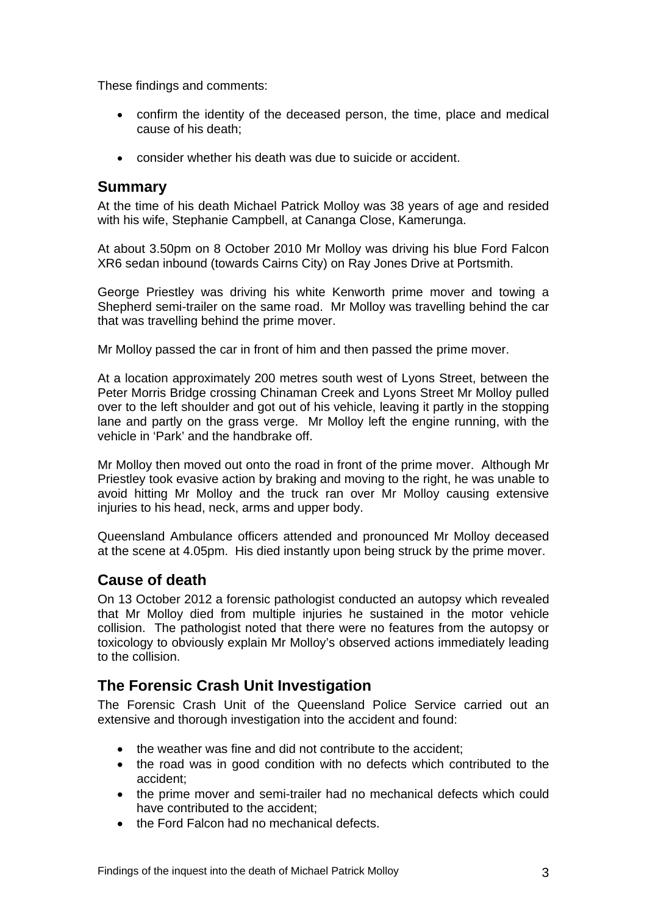These findings and comments:

- confirm the identity of the deceased person, the time, place and medical cause of his death;
- consider whether his death was due to suicide or accident.

## Summary

At the time of his death Michael Patrick Molloy was 38 years of age and resided with his wife, Stephanie Campbell, at Cananga Close, Kamerunga.

At about 3.50pm on 8 October 2010 Mr Molloy was driving his blue Ford Falcon XR6 sedan inbound (towards Cairns City) on Ray Jones Drive at Portsmith.

George Priestley was driving his white Kenworth prime mover and towing a Shepherd semi-trailer on the same road. Mr Molloy was travelling behind the car that was travelling behind the prime mover.

Mr Molloy passed the car in front of him and then passed the prime mover.

At a location approximately 200 metres south west of Lyons Street, between the Peter Morris Bridge crossing Chinaman Creek and Lyons Street Mr Molloy pulled over to the left shoulder and got out of his vehicle, leaving it partly in the stopping lane and partly on the grass verge. Mr Molloy left the engine running, with the vehicle in 'Park' and the handbrake off.

Mr Molloy then moved out onto the road in front of the prime mover. Although Mr Priestley took evasive action by braking and moving to the right, he was unable to avoid hitting Mr Molloy and the truck ran over Mr Molloy causing extensive injuries to his head, neck, arms and upper body.

Queensland Ambulance officers attended and pronounced Mr Molloy deceased at the scene at 4.05pm. His died instantly upon being struck by the prime mover.

## Cause of death

On 13 October 2012 a forensic pathologist conducted an autopsy which revealed that Mr Molloy died from multiple injuries he sustained in the motor vehicle collision. The pathologist noted that there were no features from the autopsy or toxicology to obviously explain Mr Molloy's observed actions immediately leading to the collision.

## The Forensic Crash Unit Investigation

The Forensic Crash Unit of the Queensland Police Service carried out an extensive and thorough investigation into the accident and found:

- the weather was fine and did not contribute to the accident;
- the road was in good condition with no defects which contributed to the accident;
- the prime mover and semi-trailer had no mechanical defects which could have contributed to the accident;
- the Ford Falcon had no mechanical defects.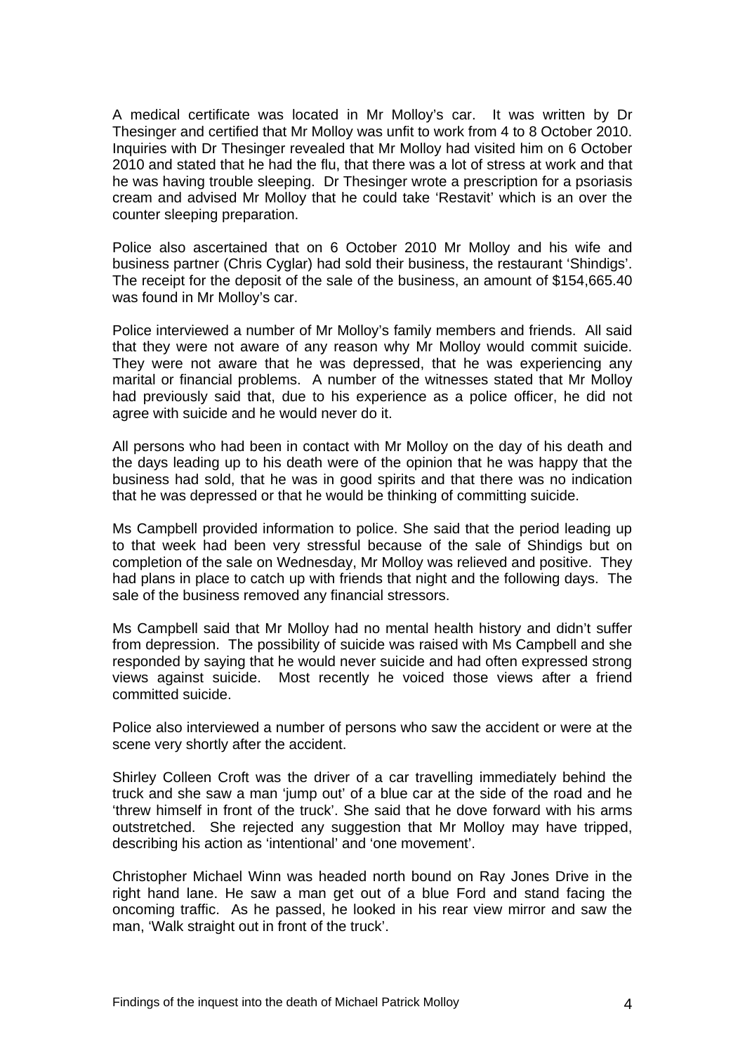A medical certificate was located in Mr Molloy's car. It was written by Dr Thesinger and certified that Mr Molloy was unfit to work from 4 to 8 October 2010. Inquiries with Dr Thesinger revealed that Mr Molloy had visited him on 6 October 2010 and stated that he had the flu, that there was a lot of stress at work and that he was having trouble sleeping. Dr Thesinger wrote a prescription for a psoriasis cream and advised Mr Molloy that he could take 'Restavit' which is an over the counter sleeping preparation.

Police also ascertained that on 6 October 2010 Mr Molloy and his wife and business partner (Chris Cyglar) had sold their business, the restaurant 'Shindigs'. The receipt for the deposit of the sale of the business, an amount of $154,665.40 was found in Mr Molloy's car.

Police interviewed a number of Mr Molloy's family members and friends. All said that they were not aware of any reason why Mr Molloy would commit suicide. They were not aware that he was depressed, that he was experiencing any marital or financial problems. A number of the witnesses stated that Mr Molloy had previously said that, due to his experience as a police officer, he did not agree with suicide and he would never do it.

All persons who had been in contact with Mr Molloy on the day of his death and the days leading up to his death were of the opinion that he was happy that the business had sold, that he was in good spirits and that there was no indication that he was depressed or that he would be thinking of committing suicide.

Ms Campbell provided information to police. She said that the period leading up to that week had been very stressful because of the sale of Shindigs but on completion of the sale on Wednesday, Mr Molloy was relieved and positive. They had plans in place to catch up with friends that night and the following days. The sale of the business removed any financial stressors.

Ms Campbell said that Mr Molloy had no mental health history and didn't suffer from depression. The possibility of suicide was raised with Ms Campbell and she responded by saying that he would never suicide and had often expressed strong views against suicide. Most recently he voiced those views after a friend committed suicide.

Police also interviewed a number of persons who saw the accident or were at the scene very shortly after the accident.

Shirley Colleen Croft was the driver of a car travelling immediately behind the truck and she saw a man 'jump out' of a blue car at the side of the road and he 'threw himself in front of the truck'. She said that he dove forward with his arms outstretched. She rejected any suggestion that Mr Molloy may have tripped, describing his action as 'intentional' and 'one movement'.

Christopher Michael Winn was headed north bound on Ray Jones Drive in the right hand lane. He saw a man get out of a blue Ford and stand facing the oncoming traffic. As he passed, he looked in his rear view mirror and saw the man, 'Walk straight out in front of the truck'.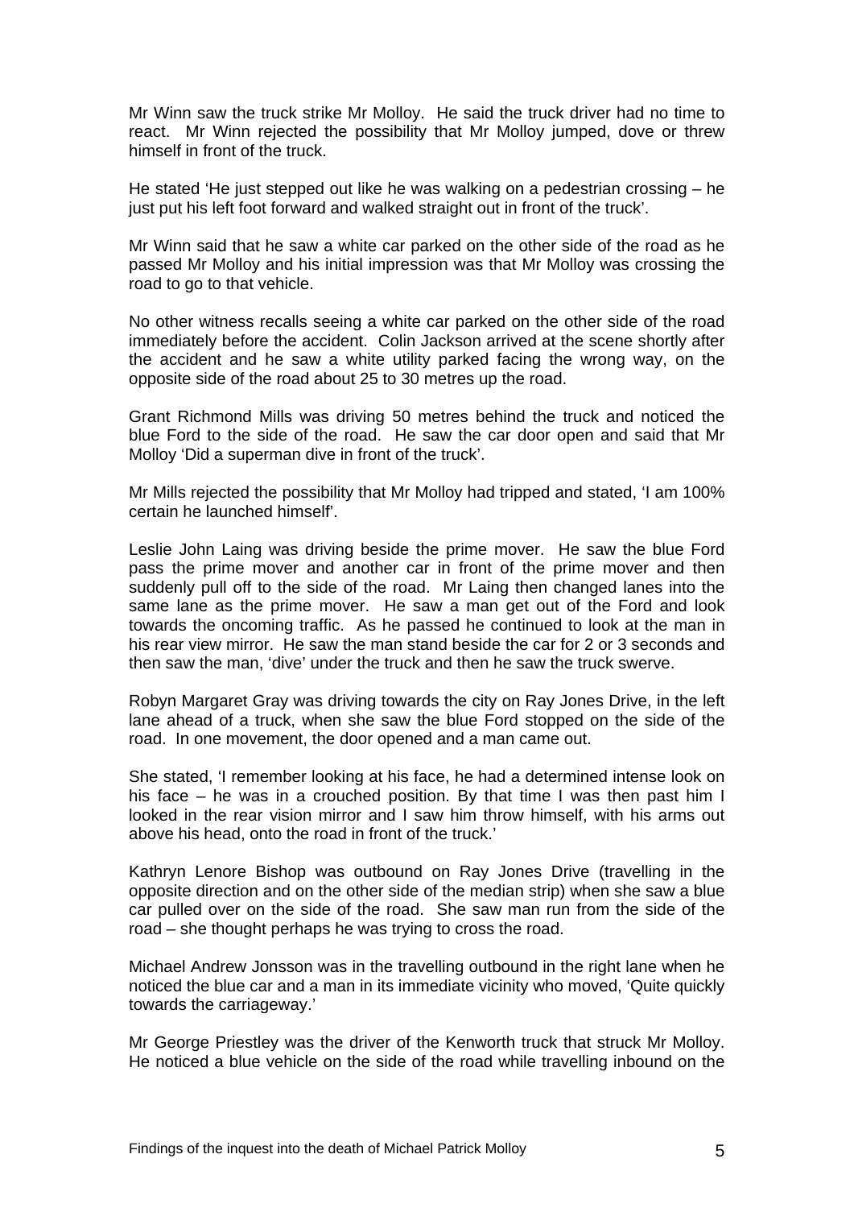Mr Winn saw the truck strike Mr Molloy. He said the truck driver had no time to react. Mr Winn rejected the possibility that Mr Molloy jumped, dove or threw himself in front of the truck.

He stated 'He just stepped out like he was walking on a pedestrian crossing – he just put his left foot forward and walked straight out in front of the truck'.

Mr Winn said that he saw a white car parked on the other side of the road as he passed Mr Molloy and his initial impression was that Mr Molloy was crossing the road to go to that vehicle.

No other witness recalls seeing a white car parked on the other side of the road immediately before the accident. Colin Jackson arrived at the scene shortly after the accident and he saw a white utility parked facing the wrong way, on the opposite side of the road about 25 to 30 metres up the road.

Grant Richmond Mills was driving 50 metres behind the truck and noticed the blue Ford to the side of the road. He saw the car door open and said that Mr Molloy 'Did a superman dive in front of the truck'.

Mr Mills rejected the possibility that Mr Molloy had tripped and stated, 'I am 100% certain he launched himself'.

Leslie John Laing was driving beside the prime mover. He saw the blue Ford pass the prime mover and another car in front of the prime mover and then suddenly pull off to the side of the road. Mr Laing then changed lanes into the same lane as the prime mover. He saw a man get out of the Ford and look towards the oncoming traffic. As he passed he continued to look at the man in his rear view mirror. He saw the man stand beside the car for 2 or 3 seconds and then saw the man, 'dive' under the truck and then he saw the truck swerve.

Robyn Margaret Gray was driving towards the city on Ray Jones Drive, in the left lane ahead of a truck, when she saw the blue Ford stopped on the side of the road. In one movement, the door opened and a man came out.

She stated, 'I remember looking at his face, he had a determined intense look on his face – he was in a crouched position. By that time I was then past him I looked in the rear vision mirror and I saw him throw himself, with his arms out above his head, onto the road in front of the truck.'

Kathryn Lenore Bishop was outbound on Ray Jones Drive (travelling in the opposite direction and on the other side of the median strip) when she saw a blue car pulled over on the side of the road. She saw man run from the side of the road – she thought perhaps he was trying to cross the road.

Michael Andrew Jonsson was in the travelling outbound in the right lane when he noticed the blue car and a man in its immediate vicinity who moved, 'Quite quickly towards the carriageway.'

Mr George Priestley was the driver of the Kenworth truck that struck Mr Molloy. He noticed a blue vehicle on the side of the road while travelling inbound on the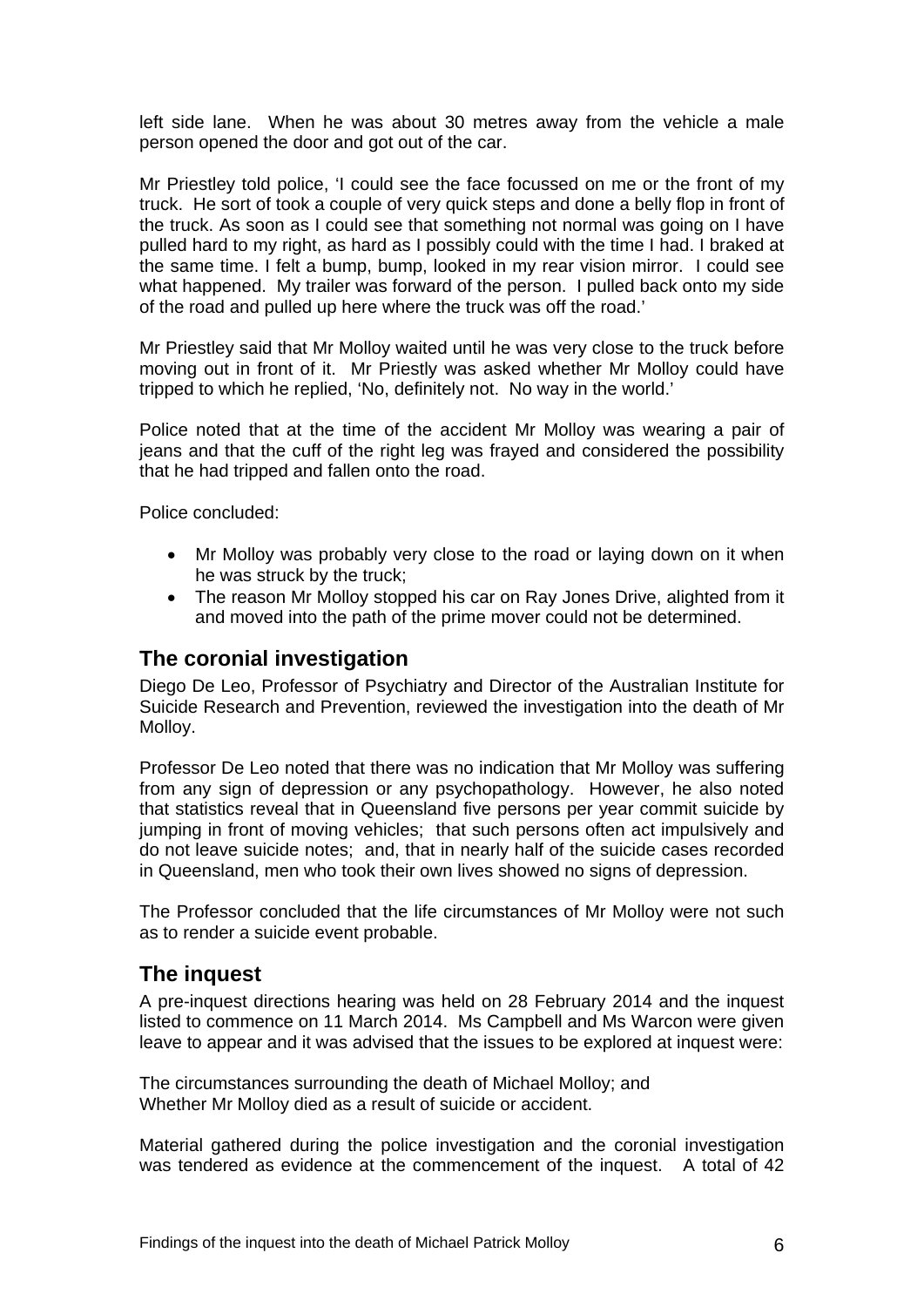left side lane. When he was about 30 metres away from the vehicle a male person opened the door and got out of the car.

Mr Priestley told police, 'I could see the face focussed on me or the front of my truck. He sort of took a couple of very quick steps and done a belly flop in front of the truck. As soon as I could see that something not normal was going on I have pulled hard to my right, as hard as I possibly could with the time I had. I braked at the same time. I felt a bump, bump, looked in my rear vision mirror. I could see what happened. My trailer was forward of the person. I pulled back onto my side of the road and pulled up here where the truck was off the road.'

Mr Priestley said that Mr Molloy waited until he was very close to the truck before moving out in front of it. Mr Priestly was asked whether Mr Molloy could have tripped to which he replied, 'No, definitely not. No way in the world.'

Police noted that at the time of the accident Mr Molloy was wearing a pair of jeans and that the cuff of the right leg was frayed and considered the possibility that he had tripped and fallen onto the road.

Police concluded:

- Mr Molloy was probably very close to the road or laying down on it when he was struck by the truck;
- The reason Mr Molloy stopped his car on Ray Jones Drive, alighted from it and moved into the path of the prime mover could not be determined.

## The coronial investigation

Diego De Leo, Professor of Psychiatry and Director of the Australian Institute for Suicide Research and Prevention, reviewed the investigation into the death of Mr Molloy.

Professor De Leo noted that there was no indication that Mr Molloy was suffering from any sign of depression or any psychopathology. However, he also noted that statistics reveal that in Queensland five persons per year commit suicide by jumping in front of moving vehicles; that such persons often act impulsively and do not leave suicide notes; and, that in nearly half of the suicide cases recorded in Queensland, men who took their own lives showed no signs of depression.

The Professor concluded that the life circumstances of Mr Molloy were not such as to render a suicide event probable.

## The inquest

A pre-inquest directions hearing was held on 28 February 2014 and the inquest listed to commence on 11 March 2014. Ms Campbell and Ms Warcon were given leave to appear and it was advised that the issues to be explored at inquest were:

The circumstances surrounding the death of Michael Molloy; and
Whether Mr Molloy died as a result of suicide or accident.

Material gathered during the police investigation and the coronial investigation was tendered as evidence at the commencement of the inquest. A total of 42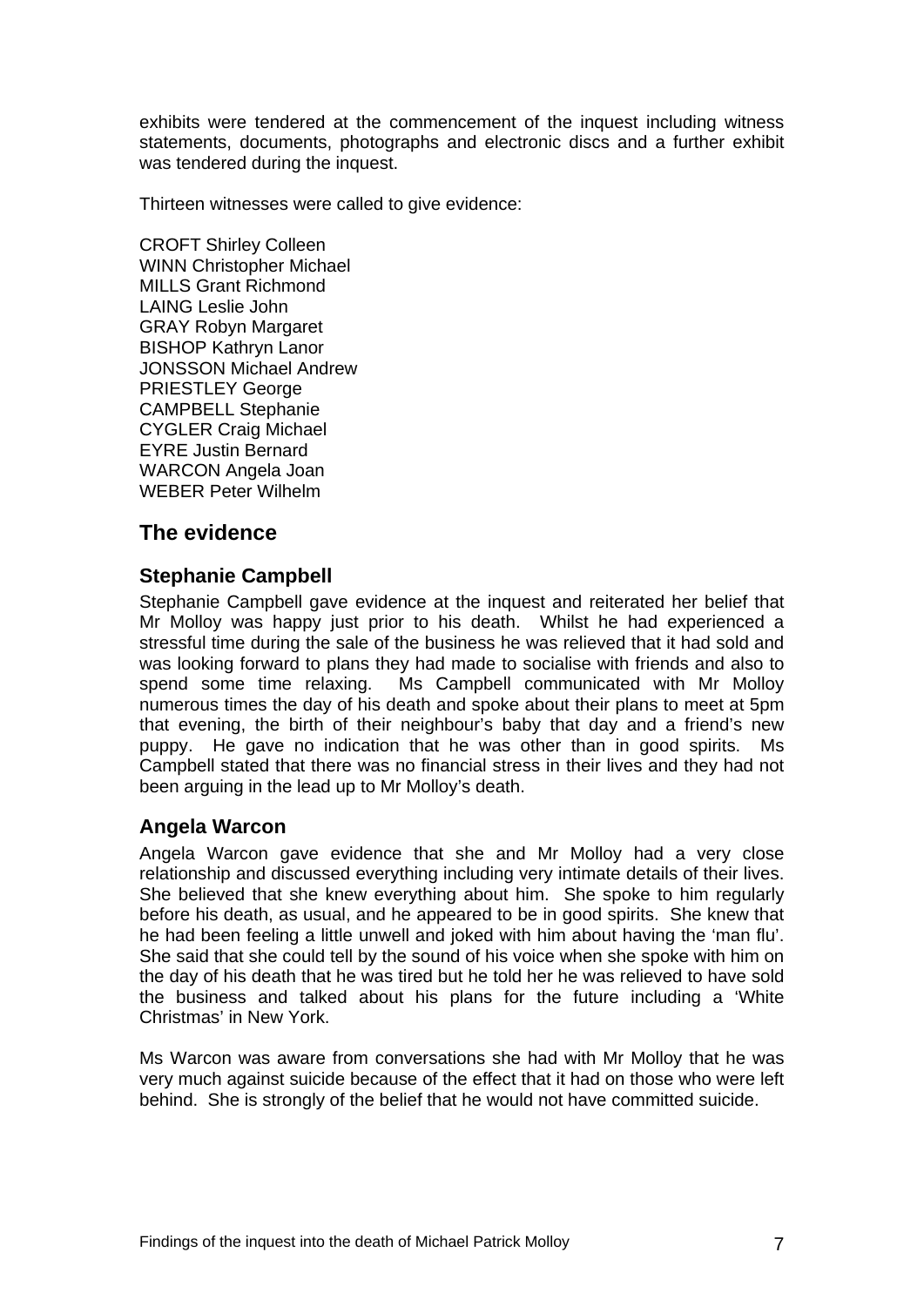exhibits were tendered at the commencement of the inquest including witness statements, documents, photographs and electronic discs and a further exhibit was tendered during the inquest.

Thirteen witnesses were called to give evidence:

CROFT Shirley Colleen
WINN Christopher Michael
MILLS Grant Richmond
LAING Leslie John
GRAY Robyn Margaret
BISHOP Kathryn Lanor
JONSSON Michael Andrew
PRIESTLEY George
CAMPBELL Stephanie
CYGLER Craig Michael
EYRE Justin Bernard
WARCON Angela Joan
WEBER Peter Wilhelm

## The evidence

### Stephanie Campbell

Stephanie Campbell gave evidence at the inquest and reiterated her belief that Mr Molloy was happy just prior to his death. Whilst he had experienced a stressful time during the sale of the business he was relieved that it had sold and was looking forward to plans they had made to socialise with friends and also to spend some time relaxing. Ms Campbell communicated with Mr Molloy numerous times the day of his death and spoke about their plans to meet at 5pm that evening, the birth of their neighbour's baby that day and a friend's new puppy. He gave no indication that he was other than in good spirits. Ms Campbell stated that there was no financial stress in their lives and they had not been arguing in the lead up to Mr Molloy's death.

### Angela Warcon

Angela Warcon gave evidence that she and Mr Molloy had a very close relationship and discussed everything including very intimate details of their lives. She believed that she knew everything about him. She spoke to him regularly before his death, as usual, and he appeared to be in good spirits. She knew that he had been feeling a little unwell and joked with him about having the 'man flu'. She said that she could tell by the sound of his voice when she spoke with him on the day of his death that he was tired but he told her he was relieved to have sold the business and talked about his plans for the future including a 'White Christmas' in New York.

Ms Warcon was aware from conversations she had with Mr Molloy that he was very much against suicide because of the effect that it had on those who were left behind. She is strongly of the belief that he would not have committed suicide.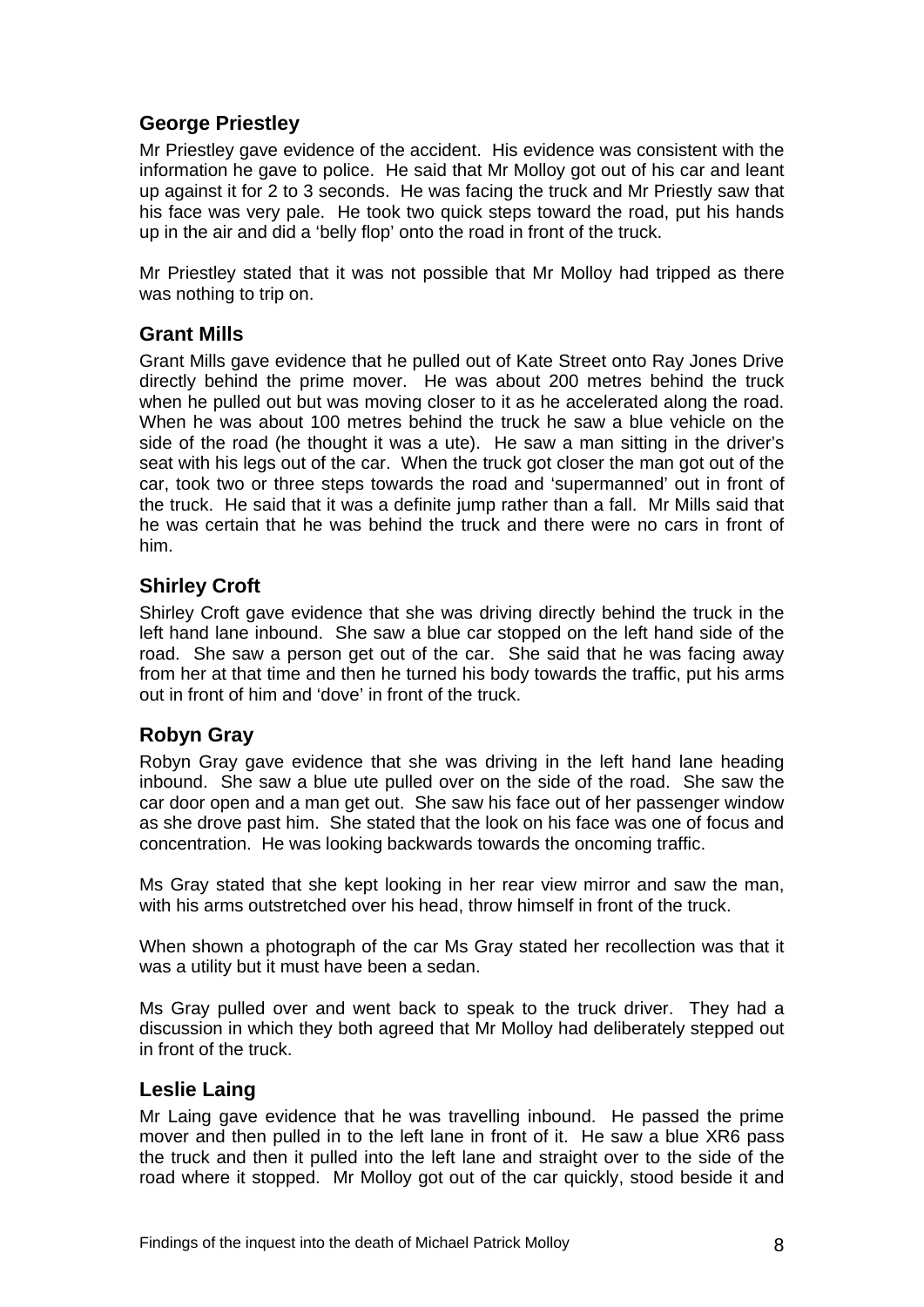## George Priestley

Mr Priestley gave evidence of the accident. His evidence was consistent with the information he gave to police. He said that Mr Molloy got out of his car and leant up against it for 2 to 3 seconds. He was facing the truck and Mr Priestly saw that his face was very pale. He took two quick steps toward the road, put his hands up in the air and did a 'belly flop' onto the road in front of the truck.

Mr Priestley stated that it was not possible that Mr Molloy had tripped as there was nothing to trip on.

## Grant Mills

Grant Mills gave evidence that he pulled out of Kate Street onto Ray Jones Drive directly behind the prime mover. He was about 200 metres behind the truck when he pulled out but was moving closer to it as he accelerated along the road. When he was about 100 metres behind the truck he saw a blue vehicle on the side of the road (he thought it was a ute). He saw a man sitting in the driver's seat with his legs out of the car. When the truck got closer the man got out of the car, took two or three steps towards the road and 'supermanned' out in front of the truck. He said that it was a definite jump rather than a fall. Mr Mills said that he was certain that he was behind the truck and there were no cars in front of him.

## Shirley Croft

Shirley Croft gave evidence that she was driving directly behind the truck in the left hand lane inbound. She saw a blue car stopped on the left hand side of the road. She saw a person get out of the car. She said that he was facing away from her at that time and then he turned his body towards the traffic, put his arms out in front of him and 'dove' in front of the truck.

## Robyn Gray

Robyn Gray gave evidence that she was driving in the left hand lane heading inbound. She saw a blue ute pulled over on the side of the road. She saw the car door open and a man get out. She saw his face out of her passenger window as she drove past him. She stated that the look on his face was one of focus and concentration. He was looking backwards towards the oncoming traffic.

Ms Gray stated that she kept looking in her rear view mirror and saw the man, with his arms outstretched over his head, throw himself in front of the truck.

When shown a photograph of the car Ms Gray stated her recollection was that it was a utility but it must have been a sedan.

Ms Gray pulled over and went back to speak to the truck driver. They had a discussion in which they both agreed that Mr Molloy had deliberately stepped out in front of the truck.

## Leslie Laing

Mr Laing gave evidence that he was travelling inbound. He passed the prime mover and then pulled in to the left lane in front of it. He saw a blue XR6 pass the truck and then it pulled into the left lane and straight over to the side of the road where it stopped. Mr Molloy got out of the car quickly, stood beside it and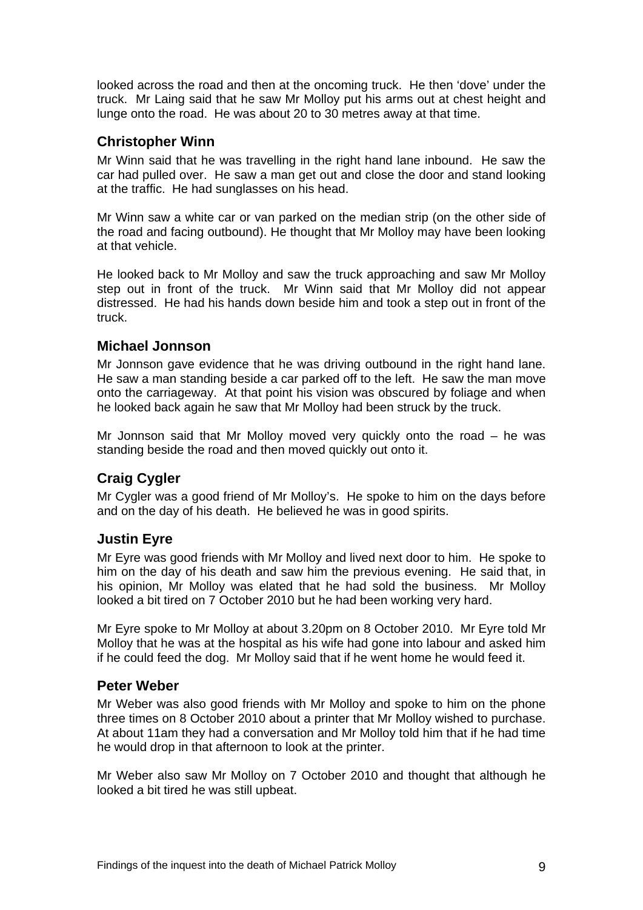looked across the road and then at the oncoming truck. He then 'dove' under the truck. Mr Laing said that he saw Mr Molloy put his arms out at chest height and lunge onto the road. He was about 20 to 30 metres away at that time.

### Christopher Winn

Mr Winn said that he was travelling in the right hand lane inbound. He saw the car had pulled over. He saw a man get out and close the door and stand looking at the traffic. He had sunglasses on his head.

Mr Winn saw a white car or van parked on the median strip (on the other side of the road and facing outbound). He thought that Mr Molloy may have been looking at that vehicle.

He looked back to Mr Molloy and saw the truck approaching and saw Mr Molloy step out in front of the truck. Mr Winn said that Mr Molloy did not appear distressed. He had his hands down beside him and took a step out in front of the truck.

### Michael Jonnson

Mr Jonnson gave evidence that he was driving outbound in the right hand lane. He saw a man standing beside a car parked off to the left. He saw the man move onto the carriageway. At that point his vision was obscured by foliage and when he looked back again he saw that Mr Molloy had been struck by the truck.

Mr Jonnson said that Mr Molloy moved very quickly onto the road – he was standing beside the road and then moved quickly out onto it.

### Craig Cygler

Mr Cygler was a good friend of Mr Molloy's. He spoke to him on the days before and on the day of his death. He believed he was in good spirits.

### Justin Eyre

Mr Eyre was good friends with Mr Molloy and lived next door to him. He spoke to him on the day of his death and saw him the previous evening. He said that, in his opinion, Mr Molloy was elated that he had sold the business. Mr Molloy looked a bit tired on 7 October 2010 but he had been working very hard.

Mr Eyre spoke to Mr Molloy at about 3.20pm on 8 October 2010. Mr Eyre told Mr Molloy that he was at the hospital as his wife had gone into labour and asked him if he could feed the dog. Mr Molloy said that if he went home he would feed it.

### Peter Weber

Mr Weber was also good friends with Mr Molloy and spoke to him on the phone three times on 8 October 2010 about a printer that Mr Molloy wished to purchase. At about 11am they had a conversation and Mr Molloy told him that if he had time he would drop in that afternoon to look at the printer.

Mr Weber also saw Mr Molloy on 7 October 2010 and thought that although he looked a bit tired he was still upbeat.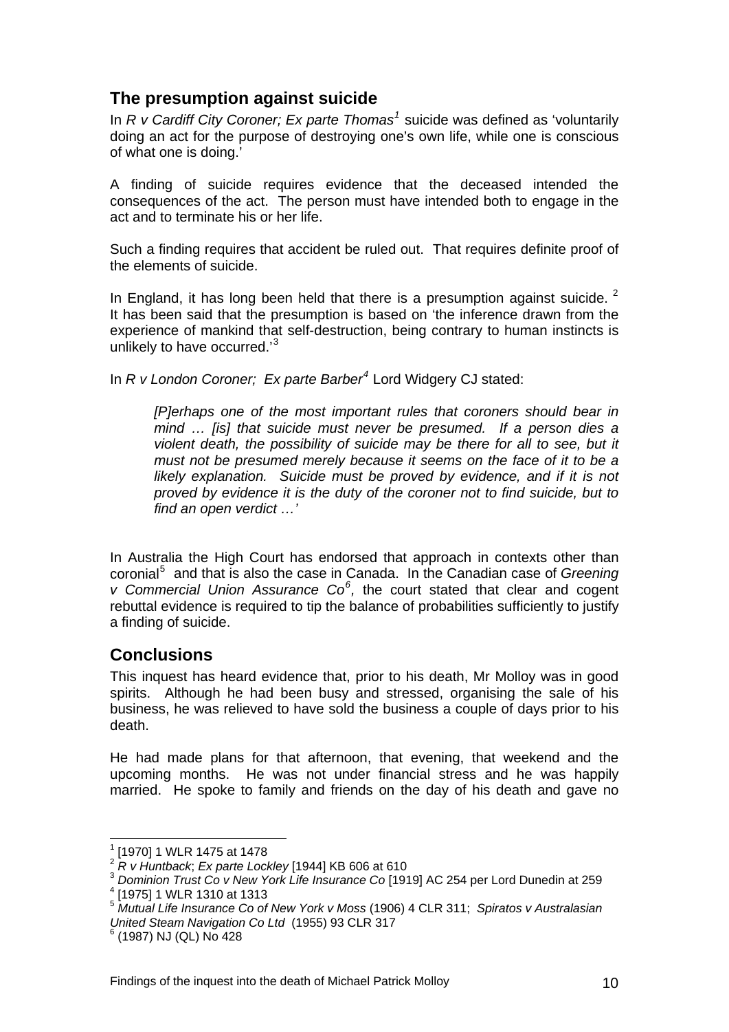## The presumption against suicide

In *R v Cardiff City Coroner; Ex parte Thomas*[1] suicide was defined as 'voluntarily doing an act for the purpose of destroying one's own life, while one is conscious of what one is doing.'

A finding of suicide requires evidence that the deceased intended the consequences of the act. The person must have intended both to engage in the act and to terminate his or her life.

Such a finding requires that accident be ruled out. That requires definite proof of the elements of suicide.

In England, it has long been held that there is a presumption against suicide.[2] It has been said that the presumption is based on 'the inference drawn from the experience of mankind that self-destruction, being contrary to human instincts is unlikely to have occurred.'[3]

In *R v London Coroner; Ex parte Barber*[4] Lord Widgery CJ stated:

> *[P]erhaps one of the most important rules that coroners should bear in mind … [is] that suicide must never be presumed. If a person dies a violent death, the possibility of suicide may be there for all to see, but it must not be presumed merely because it seems on the face of it to be a likely explanation. Suicide must be proved by evidence, and if it is not proved by evidence it is the duty of the coroner not to find suicide, but to find an open verdict …'*

In Australia the High Court has endorsed that approach in contexts other than coronial[5] and that is also the case in Canada. In the Canadian case of *Greening v Commercial Union Assurance Co*[6], the court stated that clear and cogent rebuttal evidence is required to tip the balance of probabilities sufficiently to justify a finding of suicide.

## Conclusions

This inquest has heard evidence that, prior to his death, Mr Molloy was in good spirits. Although he had been busy and stressed, organising the sale of his business, he was relieved to have sold the business a couple of days prior to his death.

He had made plans for that afternoon, that evening, that weekend and the upcoming months. He was not under financial stress and he was happily married. He spoke to family and friends on the day of his death and gave no

---

[1] [1970] 1 WLR 1475 at 1478

[2] *R v Huntback*; *Ex parte Lockley* [1944] KB 606 at 610

[3] *Dominion Trust Co v New York Life Insurance Co* [1919] AC 254 per Lord Dunedin at 259

[4] [1975] 1 WLR 1310 at 1313

[5] *Mutual Life Insurance Co of New York v Moss* (1906) 4 CLR 311; *Spiratos v Australasian United Steam Navigation Co Ltd* (1955) 93 CLR 317

[6] (1987) NJ (QL) No 428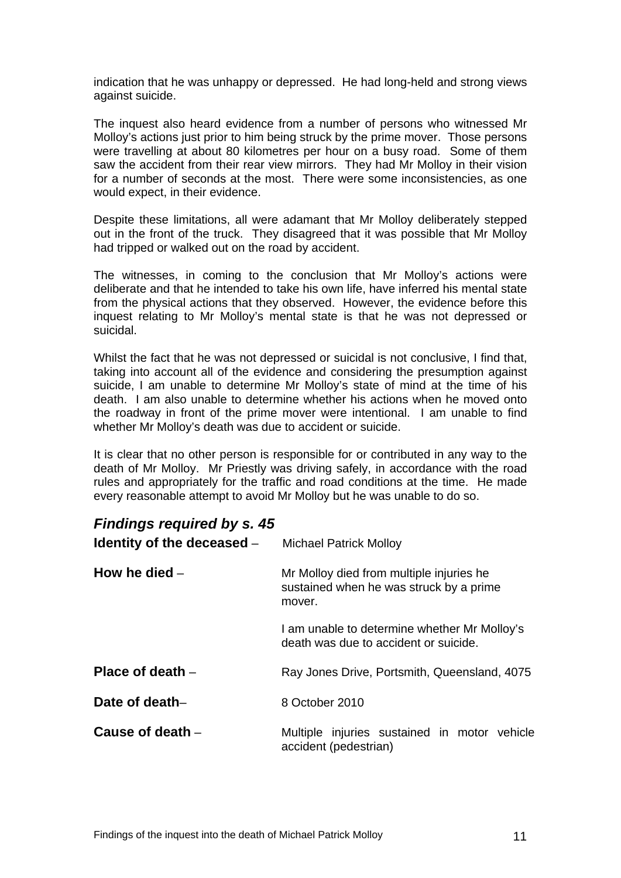indication that he was unhappy or depressed. He had long-held and strong views against suicide.

The inquest also heard evidence from a number of persons who witnessed Mr Molloy's actions just prior to him being struck by the prime mover. Those persons were travelling at about 80 kilometres per hour on a busy road. Some of them saw the accident from their rear view mirrors. They had Mr Molloy in their vision for a number of seconds at the most. There were some inconsistencies, as one would expect, in their evidence.

Despite these limitations, all were adamant that Mr Molloy deliberately stepped out in the front of the truck. They disagreed that it was possible that Mr Molloy had tripped or walked out on the road by accident.

The witnesses, in coming to the conclusion that Mr Molloy's actions were deliberate and that he intended to take his own life, have inferred his mental state from the physical actions that they observed. However, the evidence before this inquest relating to Mr Molloy's mental state is that he was not depressed or suicidal.

Whilst the fact that he was not depressed or suicidal is not conclusive, I find that, taking into account all of the evidence and considering the presumption against suicide, I am unable to determine Mr Molloy's state of mind at the time of his death. I am also unable to determine whether his actions when he moved onto the roadway in front of the prime mover were intentional. I am unable to find whether Mr Molloy's death was due to accident or suicide.

It is clear that no other person is responsible for or contributed in any way to the death of Mr Molloy. Mr Priestly was driving safely, in accordance with the road rules and appropriately for the traffic and road conditions at the time. He made every reasonable attempt to avoid Mr Molloy but he was unable to do so.

## *Findings required by s. 45*

**Identity of the deceased** – Michael Patrick Molloy

**How he died** – Mr Molloy died from multiple injuries he sustained when he was struck by a prime mover.

I am unable to determine whether Mr Molloy's death was due to accident or suicide.

**Place of death** – Ray Jones Drive, Portsmith, Queensland, 4075

**Date of death**– 8 October 2010

**Cause of death** – Multiple injuries sustained in motor vehicle accident (pedestrian)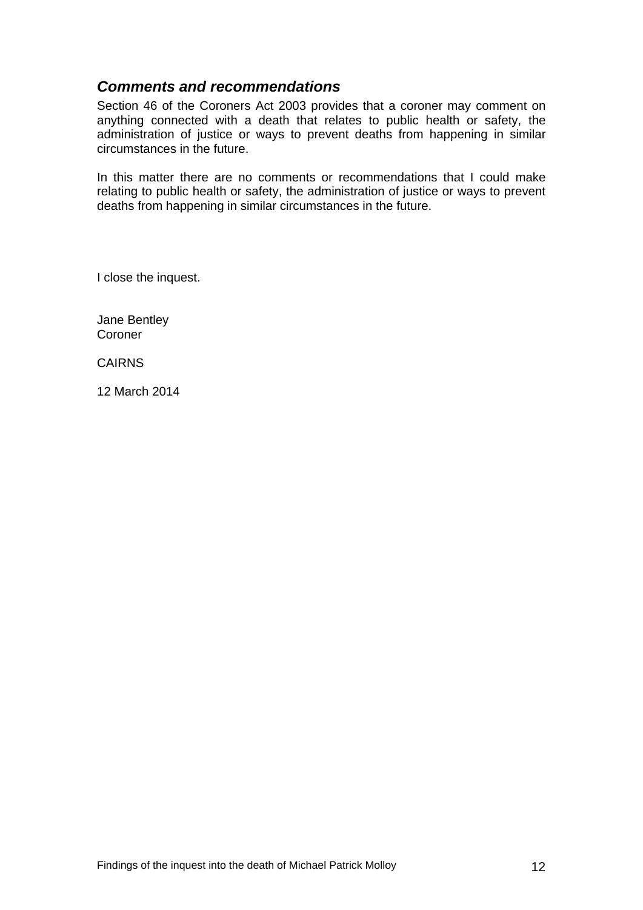## *Comments and recommendations*

Section 46 of the Coroners Act 2003 provides that a coroner may comment on anything connected with a death that relates to public health or safety, the administration of justice or ways to prevent deaths from happening in similar circumstances in the future.

In this matter there are no comments or recommendations that I could make relating to public health or safety, the administration of justice or ways to prevent deaths from happening in similar circumstances in the future.

I close the inquest.

Jane Bentley
Coroner

CAIRNS

12 March 2014